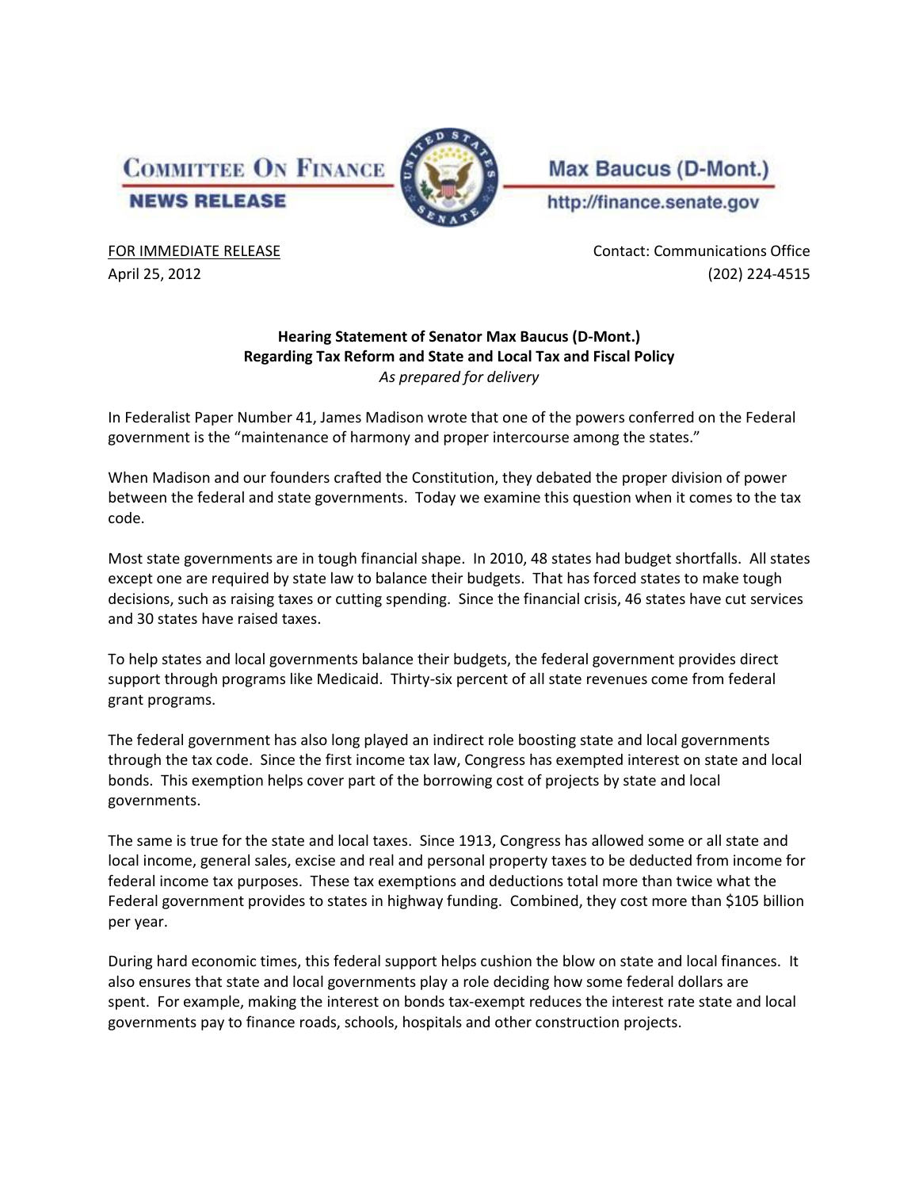**COMMITTEE ON FINANCE**

**NEWS RELEASE**

**Max Baucus (D-Mont.)**

http://finance.senate.gov

FOR IMMEDIATE RELEASE
April 25, 2012

Contact: Communications Office
(202) 224-4515

**Hearing Statement of Senator Max Baucus (D-Mont.)**
**Regarding Tax Reform and State and Local Tax and Fiscal Policy**
*As prepared for delivery*

In Federalist Paper Number 41, James Madison wrote that one of the powers conferred on the Federal government is the "maintenance of harmony and proper intercourse among the states."

When Madison and our founders crafted the Constitution, they debated the proper division of power between the federal and state governments. Today we examine this question when it comes to the tax code.

Most state governments are in tough financial shape. In 2010, 48 states had budget shortfalls. All states except one are required by state law to balance their budgets. That has forced states to make tough decisions, such as raising taxes or cutting spending. Since the financial crisis, 46 states have cut services and 30 states have raised taxes.

To help states and local governments balance their budgets, the federal government provides direct support through programs like Medicaid. Thirty-six percent of all state revenues come from federal grant programs.

The federal government has also long played an indirect role boosting state and local governments through the tax code. Since the first income tax law, Congress has exempted interest on state and local bonds. This exemption helps cover part of the borrowing cost of projects by state and local governments.

The same is true for the state and local taxes. Since 1913, Congress has allowed some or all state and local income, general sales, excise and real and personal property taxes to be deducted from income for federal income tax purposes. These tax exemptions and deductions total more than twice what the Federal government provides to states in highway funding. Combined, they cost more than $105 billion per year.

During hard economic times, this federal support helps cushion the blow on state and local finances. It also ensures that state and local governments play a role deciding how some federal dollars are spent. For example, making the interest on bonds tax-exempt reduces the interest rate state and local governments pay to finance roads, schools, hospitals and other construction projects.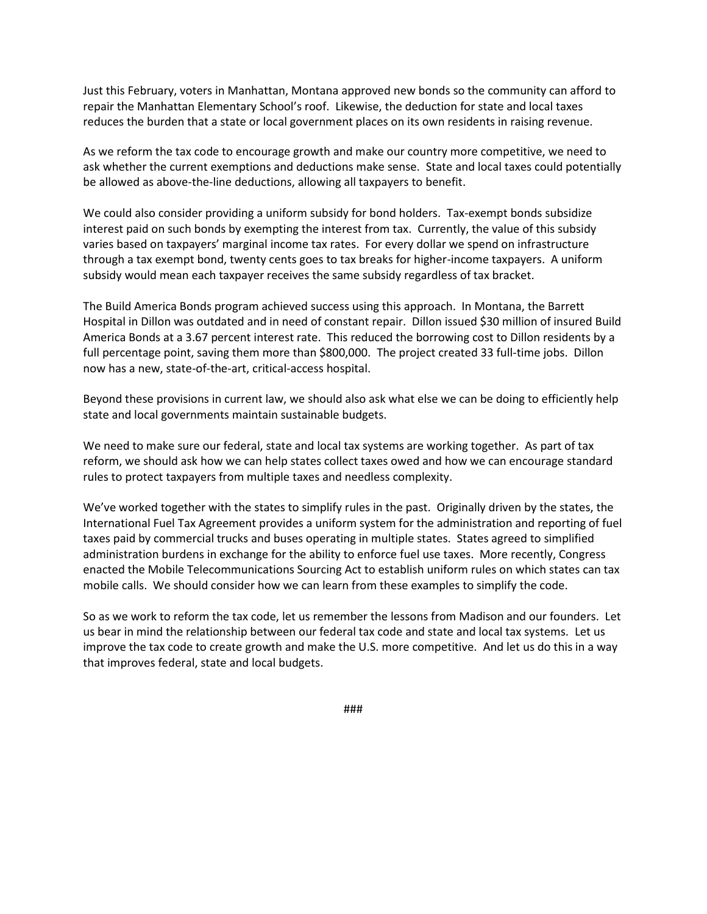Just this February, voters in Manhattan, Montana approved new bonds so the community can afford to repair the Manhattan Elementary School's roof. Likewise, the deduction for state and local taxes reduces the burden that a state or local government places on its own residents in raising revenue.

As we reform the tax code to encourage growth and make our country more competitive, we need to ask whether the current exemptions and deductions make sense. State and local taxes could potentially be allowed as above-the-line deductions, allowing all taxpayers to benefit.

We could also consider providing a uniform subsidy for bond holders. Tax-exempt bonds subsidize interest paid on such bonds by exempting the interest from tax. Currently, the value of this subsidy varies based on taxpayers' marginal income tax rates. For every dollar we spend on infrastructure through a tax exempt bond, twenty cents goes to tax breaks for higher-income taxpayers. A uniform subsidy would mean each taxpayer receives the same subsidy regardless of tax bracket.

The Build America Bonds program achieved success using this approach. In Montana, the Barrett Hospital in Dillon was outdated and in need of constant repair. Dillon issued $30 million of insured Build America Bonds at a 3.67 percent interest rate. This reduced the borrowing cost to Dillon residents by a full percentage point, saving them more than $800,000. The project created 33 full-time jobs. Dillon now has a new, state-of-the-art, critical-access hospital.

Beyond these provisions in current law, we should also ask what else we can be doing to efficiently help state and local governments maintain sustainable budgets.

We need to make sure our federal, state and local tax systems are working together. As part of tax reform, we should ask how we can help states collect taxes owed and how we can encourage standard rules to protect taxpayers from multiple taxes and needless complexity.

We've worked together with the states to simplify rules in the past. Originally driven by the states, the International Fuel Tax Agreement provides a uniform system for the administration and reporting of fuel taxes paid by commercial trucks and buses operating in multiple states. States agreed to simplified administration burdens in exchange for the ability to enforce fuel use taxes. More recently, Congress enacted the Mobile Telecommunications Sourcing Act to establish uniform rules on which states can tax mobile calls. We should consider how we can learn from these examples to simplify the code.

So as we work to reform the tax code, let us remember the lessons from Madison and our founders. Let us bear in mind the relationship between our federal tax code and state and local tax systems. Let us improve the tax code to create growth and make the U.S. more competitive. And let us do this in a way that improves federal, state and local budgets.

###